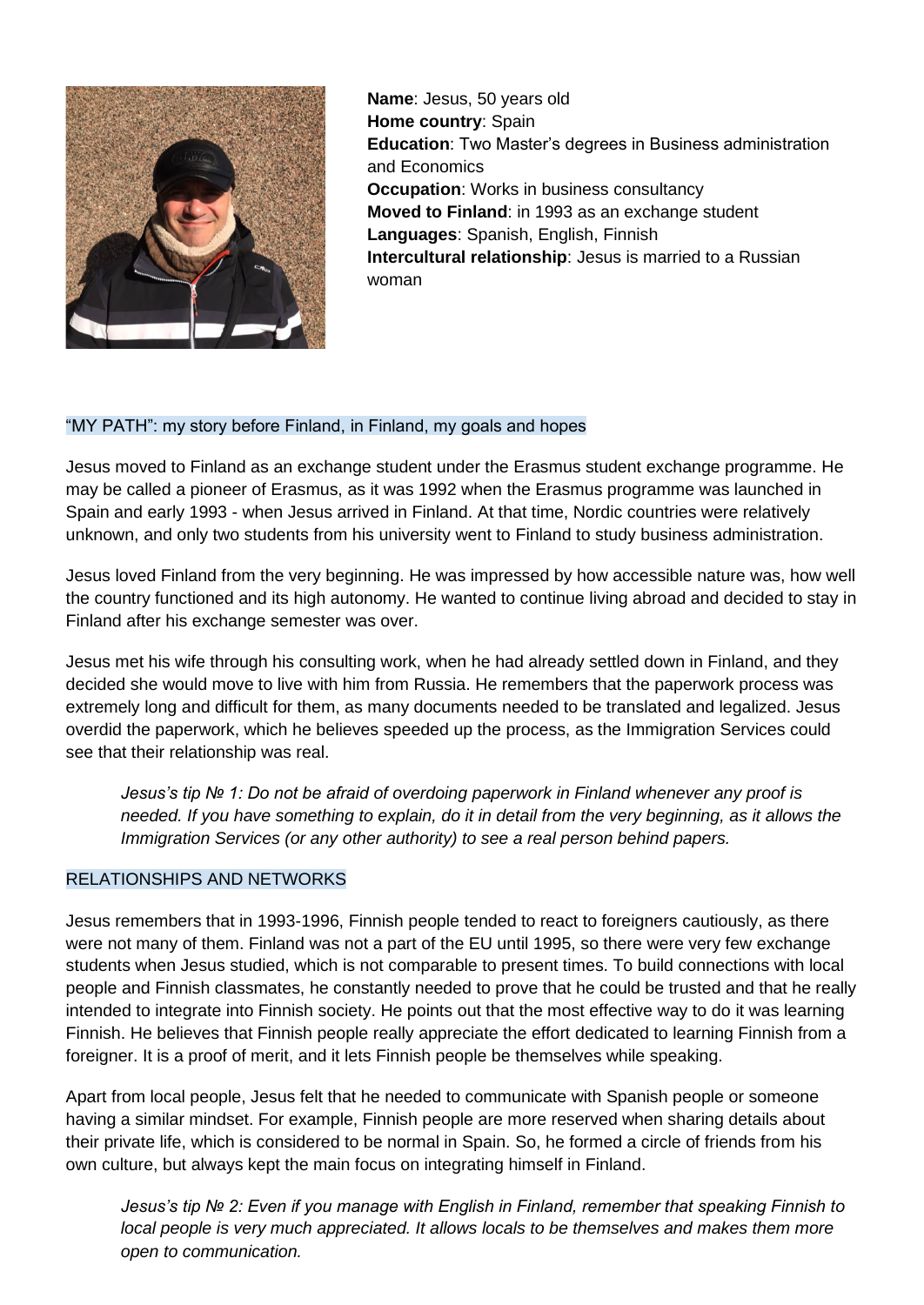**Name**: Jesus, 50 years old
**Home country**: Spain
**Education**: Two Master's degrees in Business administration and Economics
**Occupation**: Works in business consultancy
**Moved to Finland**: in 1993 as an exchange student
**Languages**: Spanish, English, Finnish
**Intercultural relationship**: Jesus is married to a Russian woman

## "MY PATH": my story before Finland, in Finland, my goals and hopes

Jesus moved to Finland as an exchange student under the Erasmus student exchange programme. He may be called a pioneer of Erasmus, as it was 1992 when the Erasmus programme was launched in Spain and early 1993 - when Jesus arrived in Finland. At that time, Nordic countries were relatively unknown, and only two students from his university went to Finland to study business administration.

Jesus loved Finland from the very beginning. He was impressed by how accessible nature was, how well the country functioned and its high autonomy. He wanted to continue living abroad and decided to stay in Finland after his exchange semester was over.

Jesus met his wife through his consulting work, when he had already settled down in Finland, and they decided she would move to live with him from Russia. He remembers that the paperwork process was extremely long and difficult for them, as many documents needed to be translated and legalized. Jesus overdid the paperwork, which he believes speeded up the process, as the Immigration Services could see that their relationship was real.

> *Jesus's tip № 1: Do not be afraid of overdoing paperwork in Finland whenever any proof is needed. If you have something to explain, do it in detail from the very beginning, as it allows the Immigration Services (or any other authority) to see a real person behind papers.*

## RELATIONSHIPS AND NETWORKS

Jesus remembers that in 1993-1996, Finnish people tended to react to foreigners cautiously, as there were not many of them. Finland was not a part of the EU until 1995, so there were very few exchange students when Jesus studied, which is not comparable to present times. To build connections with local people and Finnish classmates, he constantly needed to prove that he could be trusted and that he really intended to integrate into Finnish society. He points out that the most effective way to do it was learning Finnish. He believes that Finnish people really appreciate the effort dedicated to learning Finnish from a foreigner. It is a proof of merit, and it lets Finnish people be themselves while speaking.

Apart from local people, Jesus felt that he needed to communicate with Spanish people or someone having a similar mindset. For example, Finnish people are more reserved when sharing details about their private life, which is considered to be normal in Spain. So, he formed a circle of friends from his own culture, but always kept the main focus on integrating himself in Finland.

> *Jesus's tip № 2: Even if you manage with English in Finland, remember that speaking Finnish to local people is very much appreciated. It allows locals to be themselves and makes them more open to communication.*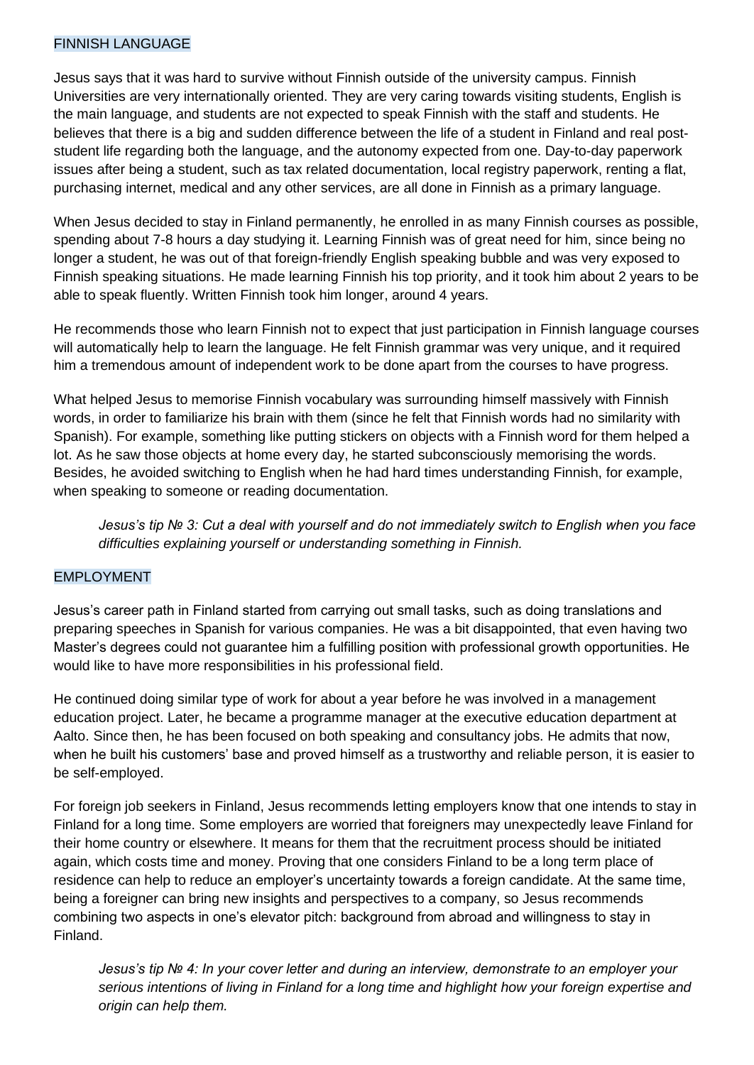## FINNISH LANGUAGE

Jesus says that it was hard to survive without Finnish outside of the university campus. Finnish Universities are very internationally oriented. They are very caring towards visiting students, English is the main language, and students are not expected to speak Finnish with the staff and students. He believes that there is a big and sudden difference between the life of a student in Finland and real post-student life regarding both the language, and the autonomy expected from one. Day-to-day paperwork issues after being a student, such as tax related documentation, local registry paperwork, renting a flat, purchasing internet, medical and any other services, are all done in Finnish as a primary language.

When Jesus decided to stay in Finland permanently, he enrolled in as many Finnish courses as possible, spending about 7-8 hours a day studying it. Learning Finnish was of great need for him, since being no longer a student, he was out of that foreign-friendly English speaking bubble and was very exposed to Finnish speaking situations. He made learning Finnish his top priority, and it took him about 2 years to be able to speak fluently. Written Finnish took him longer, around 4 years.

He recommends those who learn Finnish not to expect that just participation in Finnish language courses will automatically help to learn the language. He felt Finnish grammar was very unique, and it required him a tremendous amount of independent work to be done apart from the courses to have progress.

What helped Jesus to memorise Finnish vocabulary was surrounding himself massively with Finnish words, in order to familiarize his brain with them (since he felt that Finnish words had no similarity with Spanish). For example, something like putting stickers on objects with a Finnish word for them helped a lot. As he saw those objects at home every day, he started subconsciously memorising the words. Besides, he avoided switching to English when he had hard times understanding Finnish, for example, when speaking to someone or reading documentation.

> *Jesus's tip № 3: Cut a deal with yourself and do not immediately switch to English when you face difficulties explaining yourself or understanding something in Finnish.*

## EMPLOYMENT

Jesus's career path in Finland started from carrying out small tasks, such as doing translations and preparing speeches in Spanish for various companies. He was a bit disappointed, that even having two Master's degrees could not guarantee him a fulfilling position with professional growth opportunities. He would like to have more responsibilities in his professional field.

He continued doing similar type of work for about a year before he was involved in a management education project. Later, he became a programme manager at the executive education department at Aalto. Since then, he has been focused on both speaking and consultancy jobs. He admits that now, when he built his customers' base and proved himself as a trustworthy and reliable person, it is easier to be self-employed.

For foreign job seekers in Finland, Jesus recommends letting employers know that one intends to stay in Finland for a long time. Some employers are worried that foreigners may unexpectedly leave Finland for their home country or elsewhere. It means for them that the recruitment process should be initiated again, which costs time and money. Proving that one considers Finland to be a long term place of residence can help to reduce an employer's uncertainty towards a foreign candidate. At the same time, being a foreigner can bring new insights and perspectives to a company, so Jesus recommends combining two aspects in one's elevator pitch: background from abroad and willingness to stay in Finland.

> *Jesus's tip № 4: In your cover letter and during an interview, demonstrate to an employer your serious intentions of living in Finland for a long time and highlight how your foreign expertise and origin can help them.*